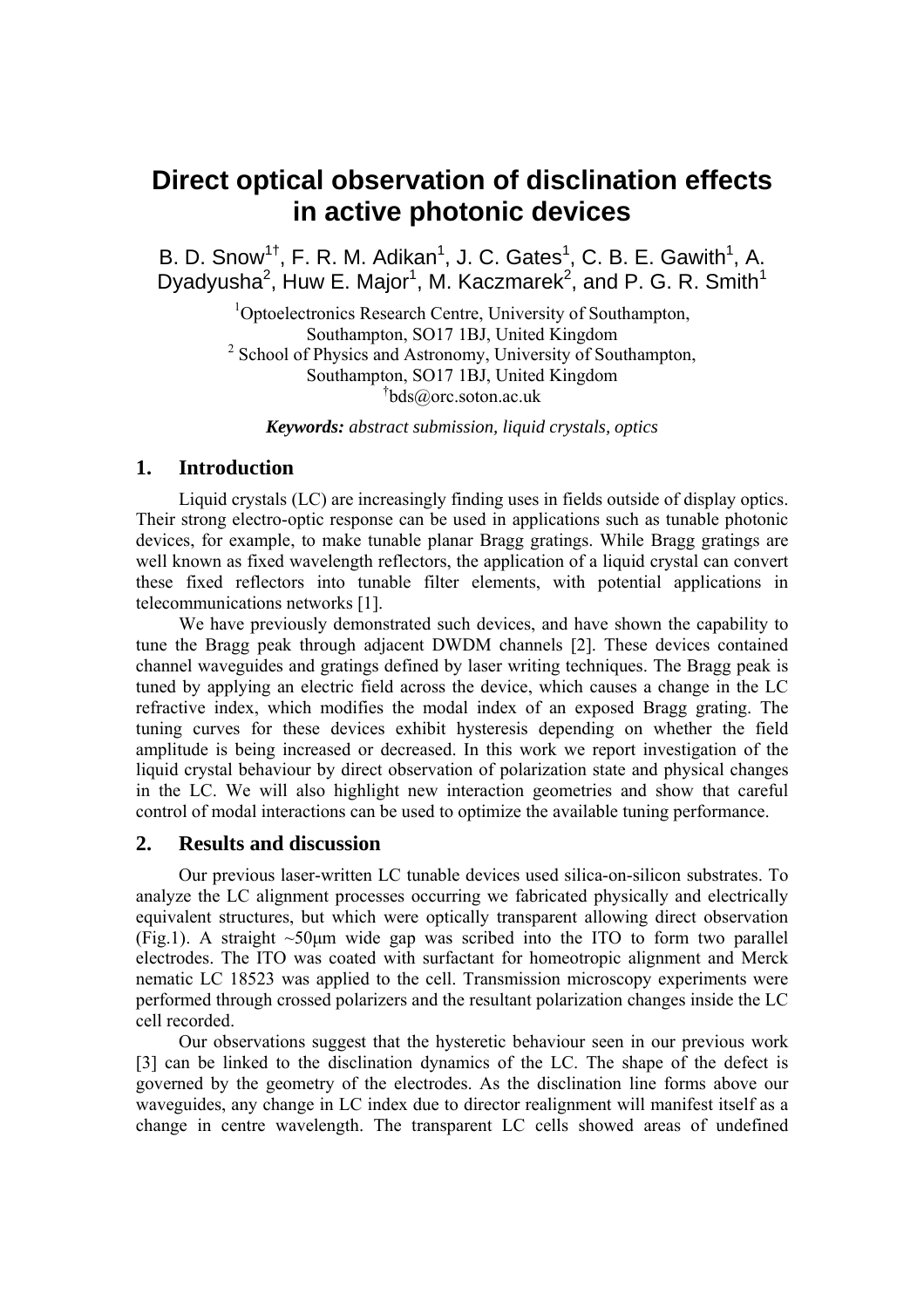# Direct optical observation of disclination effects in active photonic devices

B. D. Snow[1†], F. R. M. Adikan[1], J. C. Gates[1], C. B. E. Gawith[1], A. Dyadyusha[2], Huw E. Major[1], M. Kaczmarek[2], and P. G. R. Smith[1]

[1]Optoelectronics Research Centre, University of Southampton, Southampton, SO17 1BJ, United Kingdom
[2] School of Physics and Astronomy, University of Southampton, Southampton, SO17 1BJ, United Kingdom
[†]bds@orc.soton.ac.uk

***Keywords:*** *abstract submission, liquid crystals, optics*

## 1. Introduction

Liquid crystals (LC) are increasingly finding uses in fields outside of display optics. Their strong electro-optic response can be used in applications such as tunable photonic devices, for example, to make tunable planar Bragg gratings. While Bragg gratings are well known as fixed wavelength reflectors, the application of a liquid crystal can convert these fixed reflectors into tunable filter elements, with potential applications in telecommunications networks [1].

We have previously demonstrated such devices, and have shown the capability to tune the Bragg peak through adjacent DWDM channels [2]. These devices contained channel waveguides and gratings defined by laser writing techniques. The Bragg peak is tuned by applying an electric field across the device, which causes a change in the LC refractive index, which modifies the modal index of an exposed Bragg grating. The tuning curves for these devices exhibit hysteresis depending on whether the field amplitude is being increased or decreased. In this work we report investigation of the liquid crystal behaviour by direct observation of polarization state and physical changes in the LC. We will also highlight new interaction geometries and show that careful control of modal interactions can be used to optimize the available tuning performance.

## 2. Results and discussion

Our previous laser-written LC tunable devices used silica-on-silicon substrates. To analyze the LC alignment processes occurring we fabricated physically and electrically equivalent structures, but which were optically transparent allowing direct observation (Fig.1). A straight ~50μm wide gap was scribed into the ITO to form two parallel electrodes. The ITO was coated with surfactant for homeotropic alignment and Merck nematic LC 18523 was applied to the cell. Transmission microscopy experiments were performed through crossed polarizers and the resultant polarization changes inside the LC cell recorded.

Our observations suggest that the hysteretic behaviour seen in our previous work [3] can be linked to the disclination dynamics of the LC. The shape of the defect is governed by the geometry of the electrodes. As the disclination line forms above our waveguides, any change in LC index due to director realignment will manifest itself as a change in centre wavelength. The transparent LC cells showed areas of undefined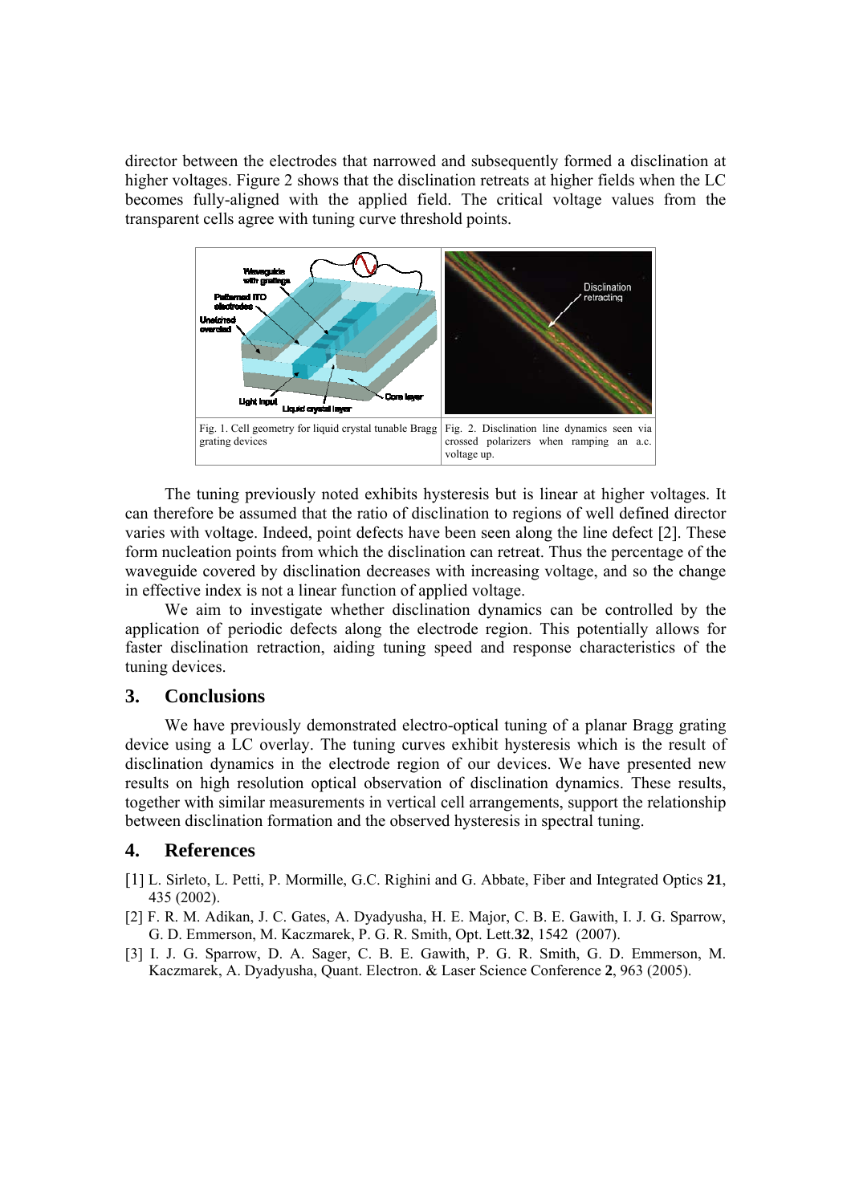director between the electrodes that narrowed and subsequently formed a disclination at higher voltages. Figure 2 shows that the disclination retreats at higher fields when the LC becomes fully-aligned with the applied field. The critical voltage values from the transparent cells agree with tuning curve threshold points.

Fig. 1. Cell geometry for liquid crystal tunable Bragg grating devices

Fig. 2. Disclination line dynamics seen via crossed polarizers when ramping an a.c. voltage up.

The tuning previously noted exhibits hysteresis but is linear at higher voltages. It can therefore be assumed that the ratio of disclination to regions of well defined director varies with voltage. Indeed, point defects have been seen along the line defect [2]. These form nucleation points from which the disclination can retreat. Thus the percentage of the waveguide covered by disclination decreases with increasing voltage, and so the change in effective index is not a linear function of applied voltage.

We aim to investigate whether disclination dynamics can be controlled by the application of periodic defects along the electrode region. This potentially allows for faster disclination retraction, aiding tuning speed and response characteristics of the tuning devices.

## 3. Conclusions

We have previously demonstrated electro-optical tuning of a planar Bragg grating device using a LC overlay. The tuning curves exhibit hysteresis which is the result of disclination dynamics in the electrode region of our devices. We have presented new results on high resolution optical observation of disclination dynamics. These results, together with similar measurements in vertical cell arrangements, support the relationship between disclination formation and the observed hysteresis in spectral tuning.

## 4. References

[1] L. Sirleto, L. Petti, P. Mormille, G.C. Righini and G. Abbate, Fiber and Integrated Optics **21**, 435 (2002).

[2] F. R. M. Adikan, J. C. Gates, A. Dyadyusha, H. E. Major, C. B. E. Gawith, I. J. G. Sparrow, G. D. Emmerson, M. Kaczmarek, P. G. R. Smith, Opt. Lett.**32**, 1542 (2007).

[3] I. J. G. Sparrow, D. A. Sager, C. B. E. Gawith, P. G. R. Smith, G. D. Emmerson, M. Kaczmarek, A. Dyadyusha, Quant. Electron. & Laser Science Conference **2**, 963 (2005).